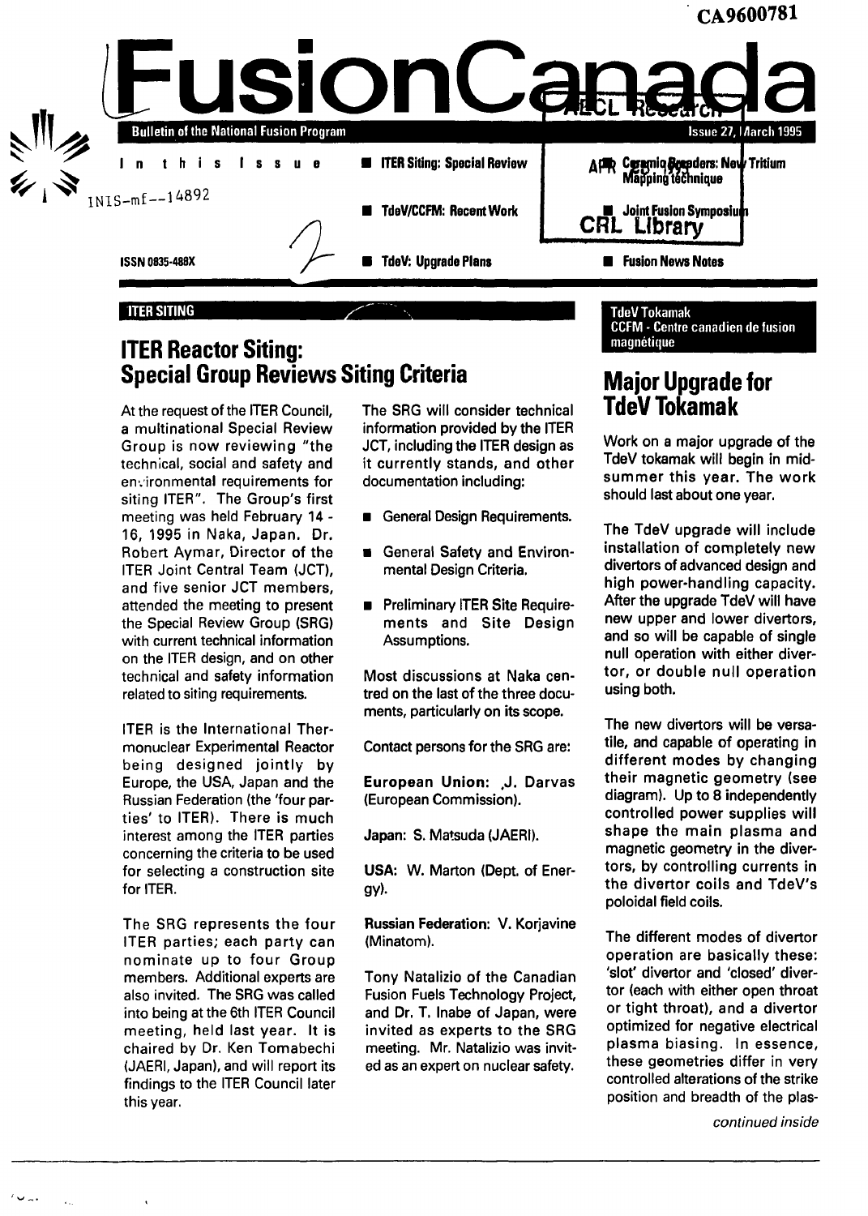CA9600781

# FusionCanada

**Bulletin of the National Fusion Program** — Issue 27, March 1995

INIS-mf--14892

ISSN 0835-488X

**In this Issue**

- ITER Siting: Special Review
- TdeV/CCFM: Recent Work
- TdeV: Upgrade Plans
- Ceramic Breeders: New Tritium Mapping technique
- Joint Fusion Symposium
- Fusion News Notes

ITER SITING

## ITER Reactor Siting: Special Group Reviews Siting Criteria

At the request of the ITER Council, a multinational Special Review Group is now reviewing "the technical, social and safety and environmental requirements for siting ITER". The Group's first meeting was held February 14 - 16, 1995 in Naka, Japan. Dr. Robert Aymar, Director of the ITER Joint Central Team (JCT), and five senior JCT members, attended the meeting to present the Special Review Group (SRG) with current technical information on the ITER design, and on other technical and safety information related to siting requirements.

ITER is the International Thermonuclear Experimental Reactor being designed jointly by Europe, the USA, Japan and the Russian Federation (the 'four parties' to ITER). There is much interest among the ITER parties concerning the criteria to be used for selecting a construction site for ITER.

The SRG represents the four ITER parties; each party can nominate up to four Group members. Additional experts are also invited. The SRG was called into being at the 6th ITER Council meeting, held last year. It is chaired by Dr. Ken Tomabechi (JAERI, Japan), and will report its findings to the ITER Council later this year.

The SRG will consider technical information provided by the ITER JCT, including the ITER design as it currently stands, and other documentation including:

- General Design Requirements.
- General Safety and Environmental Design Criteria.
- Preliminary ITER Site Requirements and Site Design Assumptions.

Most discussions at Naka centred on the last of the three documents, particularly on its scope.

Contact persons for the SRG are:

**European Union:** J. Darvas (European Commission).

**Japan:** S. Matsuda (JAERI).

**USA:** W. Marton (Dept. of Energy).

**Russian Federation:** V. Korjavine (Minatom).

Tony Natalizio of the Canadian Fusion Fuels Technology Project, and Dr. T. Inabe of Japan, were invited as experts to the SRG meeting. Mr. Natalizio was invited as an expert on nuclear safety.

TdeV Tokamak
CCFM - Centre canadien de fusion magnétique

## Major Upgrade for TdeV Tokamak

Work on a major upgrade of the TdeV tokamak will begin in mid-summer this year. The work should last about one year.

The TdeV upgrade will include installation of completely new divertors of advanced design and high power-handling capacity. After the upgrade TdeV will have new upper and lower divertors, and so will be capable of single null operation with either divertor, or double null operation using both.

The new divertors will be versatile, and capable of operating in different modes by changing their magnetic geometry (see diagram). Up to 8 independently controlled power supplies will shape the main plasma and magnetic geometry in the divertors, by controlling currents in the divertor coils and TdeV's poloidal field coils.

The different modes of divertor operation are basically these: 'slot' divertor and 'closed' divertor (each with either open throat or tight throat), and a divertor optimized for negative electrical plasma biasing. In essence, these geometries differ in very controlled alterations of the strike position and breadth of the plas-

*continued inside*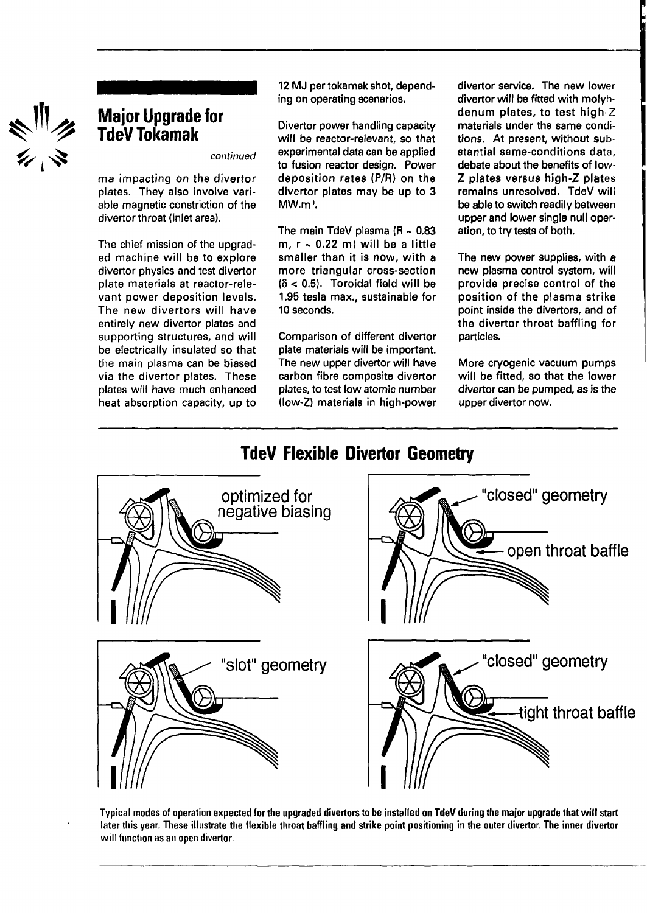## Major Upgrade for TdeV Tokamak

*continued*

ma impacting on the divertor plates. They also involve variable magnetic constriction of the divertor throat (inlet area).

The chief mission of the upgraded machine will be to explore divertor physics and test divertor plate materials at reactor-relevant power deposition levels. The new divertors will have entirely new divertor plates and supporting structures, and will be electrically insulated so that the main plasma can be biased via the divertor plates. These plates will have much enhanced heat absorption capacity, up to 12 MJ per tokamak shot, depending on operating scenarios.

Divertor power handling capacity will be reactor-relevant, so that experimental data can be applied to fusion reactor design. Power deposition rates (P/R) on the divertor plates may be up to 3 $MW.m^{-1}$.

The main TdeV plasma (R ~ 0.83 m, r ~ 0.22 m) will be a little smaller than it is now, with a more triangular cross-section ($\delta < 0.5$). Toroidal field will be 1.95 tesla max., sustainable for 10 seconds.

Comparison of different divertor plate materials will be important. The new upper divertor will have carbon fibre composite divertor plates, to test low atomic number (low-Z) materials in high-power divertor service. The new lower divertor will be fitted with molybdenum plates, to test high-Z materials under the same conditions. At present, without substantial same-conditions data, debate about the benefits of low-Z plates versus high-Z plates remains unresolved. TdeV will be able to switch readily between upper and lower single null operation, to try tests of both.

The new power supplies, with a new plasma control system, will provide precise control of the position of the plasma strike point inside the divertors, and of the divertor throat baffling for particles.

More cryogenic vacuum pumps will be fitted, so that the lower divertor can be pumped, as is the upper divertor now.

## TdeV Flexible Divertor Geometry

optimized for negative biasing

"closed" geometry

open throat baffle

"slot" geometry

"closed" geometry

tight throat baffle

Typical modes of operation expected for the upgraded divertors to be installed on TdeV during the major upgrade that will start later this year. These illustrate the flexible throat baffling and strike point positioning in the outer divertor. The inner divertor will function as an open divertor.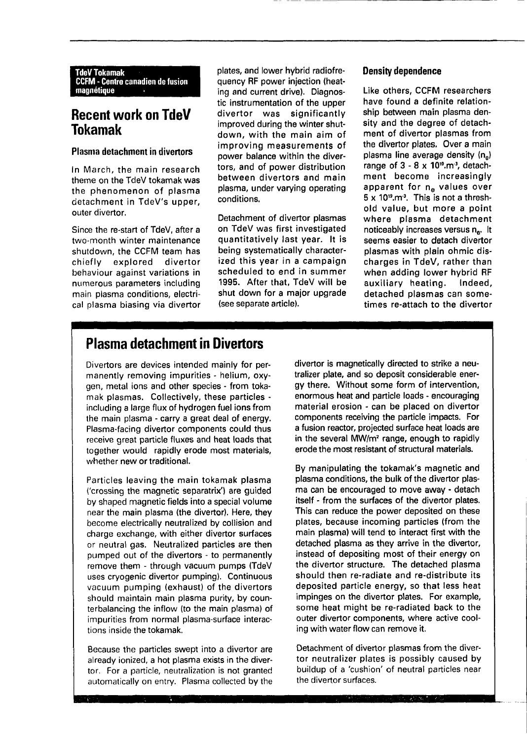**TdeV Tokamak**
**CCFM - Centre canadien de fusion magnétique**

# Recent work on TdeV Tokamak

### Plasma detachment in divertors

In March, the main research theme on the TdeV tokamak was the phenomenon of plasma detachment in TdeV's upper, outer divertor.

Since the re-start of TdeV, after a two-month winter maintenance shutdown, the CCFM team has chiefly explored divertor behaviour against variations in numerous parameters including main plasma conditions, electrical plasma biasing via divertor plates, and lower hybrid radiofrequency RF power injection (heating and current drive). Diagnostic instrumentation of the upper divertor was significantly improved during the winter shutdown, with the main aim of improving measurements of power balance within the divertors, and of power distribution between divertors and main plasma, under varying operating conditions.

Detachment of divertor plasmas on TdeV was first investigated quantitatively last year. It is being systematically characterized this year in a campaign scheduled to end in summer 1995. After that, TdeV will be shut down for a major upgrade (see separate article).

### Density dependence

Like others, CCFM researchers have found a definite relationship between main plasma density and the degree of detachment of divertor plasmas from the divertor plates. Over a main plasma line average density ($n_e$) range of 3 - 8 x $10^{19}$.m$^{-3}$, detachment become increasingly apparent for $n_e$ values over 5 x $10^{19}$.m$^{-3}$. This is not a threshold value, but more a point where plasma detachment noticeably increases versus $n_e$. It seems easier to detach divertor plasmas with plain ohmic discharges in TdeV, rather than when adding lower hybrid RF auxiliary heating. Indeed, detached plasmas can sometimes re-attach to the divertor

## Plasma detachment in Divertors

Divertors are devices intended mainly for permanently removing impurities - helium, oxygen, metal ions and other species - from tokamak plasmas. Collectively, these particles - including a large flux of hydrogen fuel ions from the main plasma - carry a great deal of energy. Plasma-facing divertor components could thus receive great particle fluxes and heat loads that together would rapidly erode most materials, whether new or traditional.

Particles leaving the main tokamak plasma ('crossing the magnetic separatrix') are guided by shaped magnetic fields into a special volume near the main plasma (the divertor). Here, they become electrically neutralized by collision and charge exchange, with either divertor surfaces or neutral gas. Neutralized particles are then pumped out of the divertors - to permanently remove them - through vacuum pumps (TdeV uses cryogenic divertor pumping). Continuous vacuum pumping (exhaust) of the divertors should maintain main plasma purity, by counterbalancing the inflow (to the main plasma) of impurities from normal plasma-surface interactions inside the tokamak.

Because the particles swept into a divertor are already ionized, a hot plasma exists in the divertor. For a particle, neutralization is not granted automatically on entry. Plasma collected by the divertor is magnetically directed to strike a neutralizer plate, and so deposit considerable energy there. Without some form of intervention, enormous heat and particle loads - encouraging material erosion - can be placed on divertor components receiving the particle impacts. For a fusion reactor, projected surface heat loads are in the several MW/m$^2$ range, enough to rapidly erode the most resistant of structural materials.

By manipulating the tokamak's magnetic and plasma conditions, the bulk of the divertor plasma can be encouraged to move away - detach itself - from the surfaces of the divertor plates. This can reduce the power deposited on these plates, because incoming particles (from the main plasma) will tend to interact first with the detached plasma as they arrive in the divertor, instead of depositing most of their energy on the divertor structure. The detached plasma should then re-radiate and re-distribute its deposited particle energy, so that less heat impinges on the divertor plates. For example, some heat might be re-radiated back to the outer divertor components, where active cooling with water flow can remove it.

Detachment of divertor plasmas from the divertor neutralizer plates is possibly caused by buildup of a 'cushion' of neutral particles near the divertor surfaces.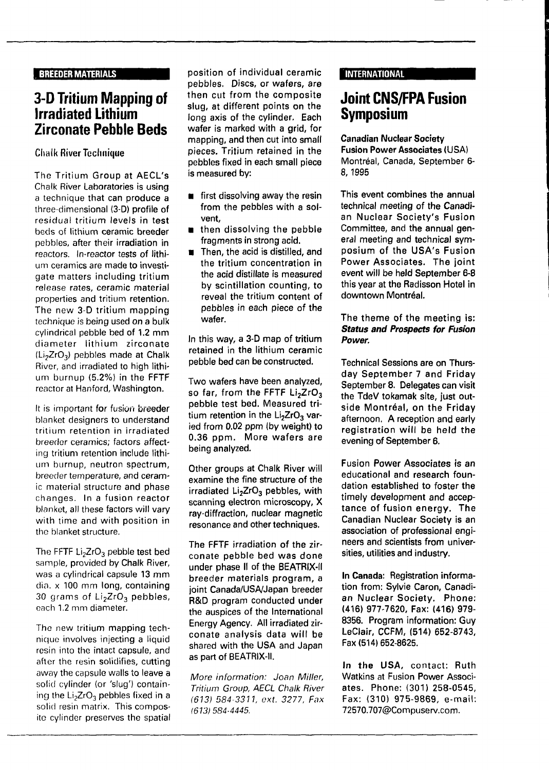BREEDER MATERIALS

## 3-D Tritium Mapping of Irradiated Lithium Zirconate Pebble Beds

### Chalk River Technique

The Tritium Group at AECL's Chalk River Laboratories is using a technique that can produce a three-dimensional (3-D) profile of residual tritium levels in test beds of lithium ceramic breeder pebbles, after their irradiation in reactors. In-reactor tests of lithium ceramics are made to investigate matters including tritium release rates, ceramic material properties and tritium retention. The new 3-D tritium mapping technique is being used on a bulk cylindrical pebble bed of 1.2 mm diameter lithium zirconate ($Li_2ZrO_3$) pebbles made at Chalk River, and irradiated to high lithium burnup (5.2%) in the FFTF reactor at Hanford, Washington.

It is important for fusion breeder blanket designers to understand tritium retention in irradiated breeder ceramics; factors affecting tritium retention include lithium burnup, neutron spectrum, breeder temperature, and ceramic material structure and phase changes. In a fusion reactor blanket, all these factors will vary with time and with position in the blanket structure.

The FFTF $Li_2ZrO_3$ pebble test bed sample, provided by Chalk River, was a cylindrical capsule 13 mm dia. x 100 mm long, containing 30 grams of $Li_2ZrO_3$ pebbles, each 1.2 mm diameter.

The new tritium mapping technique involves injecting a liquid resin into the intact capsule, and after the resin solidifies, cutting away the capsule walls to leave a solid cylinder (or 'slug') containing the $Li_2ZrO_3$ pebbles fixed in a solid resin matrix. This composite cylinder preserves the spatial position of individual ceramic pebbles. Discs, or wafers, are then cut from the composite slug, at different points on the long axis of the cylinder. Each wafer is marked with a grid, for mapping, and then cut into small pieces. Tritium retained in the pebbles fixed in each small piece is measured by:

- first dissolving away the resin from the pebbles with a solvent,
- then dissolving the pebble fragments in strong acid.
- Then, the acid is distilled, and the tritium concentration in the acid distillate is measured by scintillation counting, to reveal the tritium content of pebbles in each piece of the wafer.

In this way, a 3-D map of tritium retained in the lithium ceramic pebble bed can be constructed.

Two wafers have been analyzed, so far, from the FFTF $Li_2ZrO_3$ pebble test bed. Measured tritium retention in the $Li_2ZrO_3$ varied from 0.02 ppm (by weight) to 0.36 ppm. More wafers are being analyzed.

Other groups at Chalk River will examine the fine structure of the irradiated $Li_2ZrO_3$ pebbles, with scanning electron microscopy, X ray-diffraction, nuclear magnetic resonance and other techniques.

The FFTF irradiation of the zirconate pebble bed was done under phase II of the BEATRIX-II breeder materials program, a joint Canada/USA/Japan breeder R&D program conducted under the auspices of the International Energy Agency. All irradiated zirconate analysis data will be shared with the USA and Japan as part of BEATRIX-II.

*More information: Joan Miller, Tritium Group, AECL Chalk River (613) 584-3311, ext. 3277, Fax (613) 584-4445.*

INTERNATIONAL

## Joint CNS/FPA Fusion Symposium

**Canadian Nuclear Society**
**Fusion Power Associates** (USA)
Montréal, Canada, September 6-8, 1995

This event combines the annual technical meeting of the Canadian Nuclear Society's Fusion Committee, and the annual general meeting and technical symposium of the USA's Fusion Power Associates. The joint event will be held September 6-8 this year at the Radisson Hotel in downtown Montréal.

The theme of the meeting is: ***Status and Prospects for Fusion Power.***

Technical Sessions are on Thursday September 7 and Friday September 8. Delegates can visit the TdeV tokamak site, just outside Montréal, on the Friday afternoon. A reception and early registration will be held the evening of September 6.

Fusion Power Associates is an educational and research foundation established to foster the timely development and acceptance of fusion energy. The Canadian Nuclear Society is an association of professional engineers and scientists from universities, utilities and industry.

**In Canada**: Registration information from: Sylvie Caron, Canadian Nuclear Society. Phone: (416) 977-7620, Fax: (416) 979-8356. Program information: Guy LeClair, CCFM, (514) 652-8743, Fax (514) 652-8625.

**In the USA**, contact: Ruth Watkins at Fusion Power Associates. Phone: (301) 258-0545, Fax: (310) 975-9869, e-mail: 72570.707@Compuserv.com.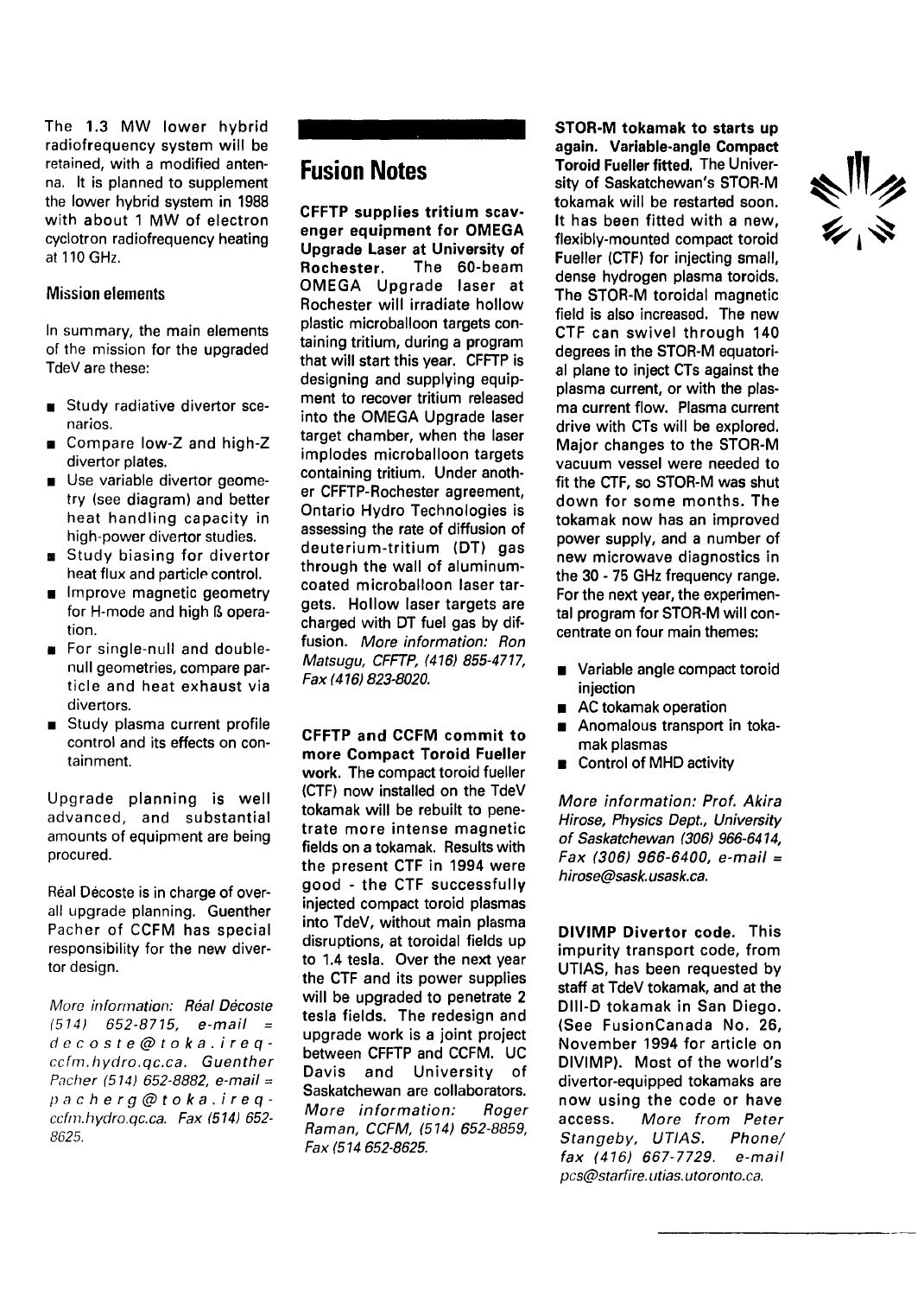The 1.3 MW lower hybrid radiofrequency system will be retained, with a modified antenna. It is planned to supplement the lower hybrid system in 1988 with about 1 MW of electron cyclotron radiofrequency heating at 110 GHz.

### Mission elements

In summary, the main elements of the mission for the upgraded TdeV are these:

- Study radiative divertor scenarios.
- Compare low-Z and high-Z divertor plates.
- Use variable divertor geometry (see diagram) and better heat handling capacity in high-power divertor studies.
- Study biasing for divertor heat flux and particle control.
- Improve magnetic geometry for H-mode and high ß operation.
- For single-null and double-null geometries, compare particle and heat exhaust via divertors.
- Study plasma current profile control and its effects on containment.

Upgrade planning is well advanced, and substantial amounts of equipment are being procured.

Réal Décoste is in charge of overall upgrade planning. Guenther Pacher of CCFM has special responsibility for the new divertor design.

*More information: Réal Décoste (514) 652-8715, e-mail = decoste@toka.ireq-ccfm.hydro.qc.ca. Guenther Pacher (514) 652-8882, e-mail = pacherg@toka.ireq-ccfm.hydro.qc.ca. Fax (514) 652-8625.*

# Fusion Notes

**CFFTP supplies tritium scavenger equipment for OMEGA Upgrade Laser at University of Rochester.** The 60-beam OMEGA Upgrade laser at Rochester will irradiate hollow plastic microballoon targets containing tritium, during a program that will start this year. CFFTP is designing and supplying equipment to recover tritium released into the OMEGA Upgrade laser target chamber, when the laser implodes microballoon targets containing tritium. Under another CFFTP-Rochester agreement, Ontario Hydro Technologies is assessing the rate of diffusion of deuterium-tritium (DT) gas through the wall of aluminum-coated microballoon laser targets. Hollow laser targets are charged with DT fuel gas by diffusion. *More information: Ron Matsugu, CFFTP, (416) 855-4717, Fax (416) 823-8020.*

**CFFTP and CCFM commit to more Compact Toroid Fueller work.** The compact toroid fueller (CTF) now installed on the TdeV tokamak will be rebuilt to penetrate more intense magnetic fields on a tokamak. Results with the present CTF in 1994 were good - the CTF successfully injected compact toroid plasmas into TdeV, without main plasma disruptions, at toroidal fields up to 1.4 tesla. Over the next year the CTF and its power supplies will be upgraded to penetrate 2 tesla fields. The redesign and upgrade work is a joint project between CFFTP and CCFM. UC Davis and University of Saskatchewan are collaborators. *More information: Roger Raman, CCFM, (514) 652-8859, Fax (514 652-8625.*

**STOR-M tokamak to starts up again. Variable-angle Compact Toroid Fueller fitted.** The University of Saskatchewan's STOR-M tokamak will be restarted soon. It has been fitted with a new, flexibly-mounted compact toroid Fueller (CTF) for injecting small, dense hydrogen plasma toroids. The STOR-M toroidal magnetic field is also increased. The new CTF can swivel through 140 degrees in the STOR-M equatorial plane to inject CTs against the plasma current, or with the plasma current flow. Plasma current drive with CTs will be explored. Major changes to the STOR-M vacuum vessel were needed to fit the CTF, so STOR-M was shut down for some months. The tokamak now has an improved power supply, and a number of new microwave diagnostics in the 30 - 75 GHz frequency range. For the next year, the experimental program for STOR-M will concentrate on four main themes:

- Variable angle compact toroid injection
- AC tokamak operation
- Anomalous transport in tokamak plasmas
- Control of MHD activity

*More information: Prof. Akira Hirose, Physics Dept., University of Saskatchewan (306) 966-6414, Fax (306) 966-6400, e-mail = hirose@sask.usask.ca.*

**DIVIMP Divertor code.** This impurity transport code, from UTIAS, has been requested by staff at TdeV tokamak, and at the DIII-D tokamak in San Diego. (See FusionCanada No. 26, November 1994 for article on DIVIMP). Most of the world's divertor-equipped tokamaks are now using the code or have access. *More from Peter Stangeby, UTIAS. Phone/fax (416) 667-7729. e-mail pcs@starfire.utias.utoronto.ca.*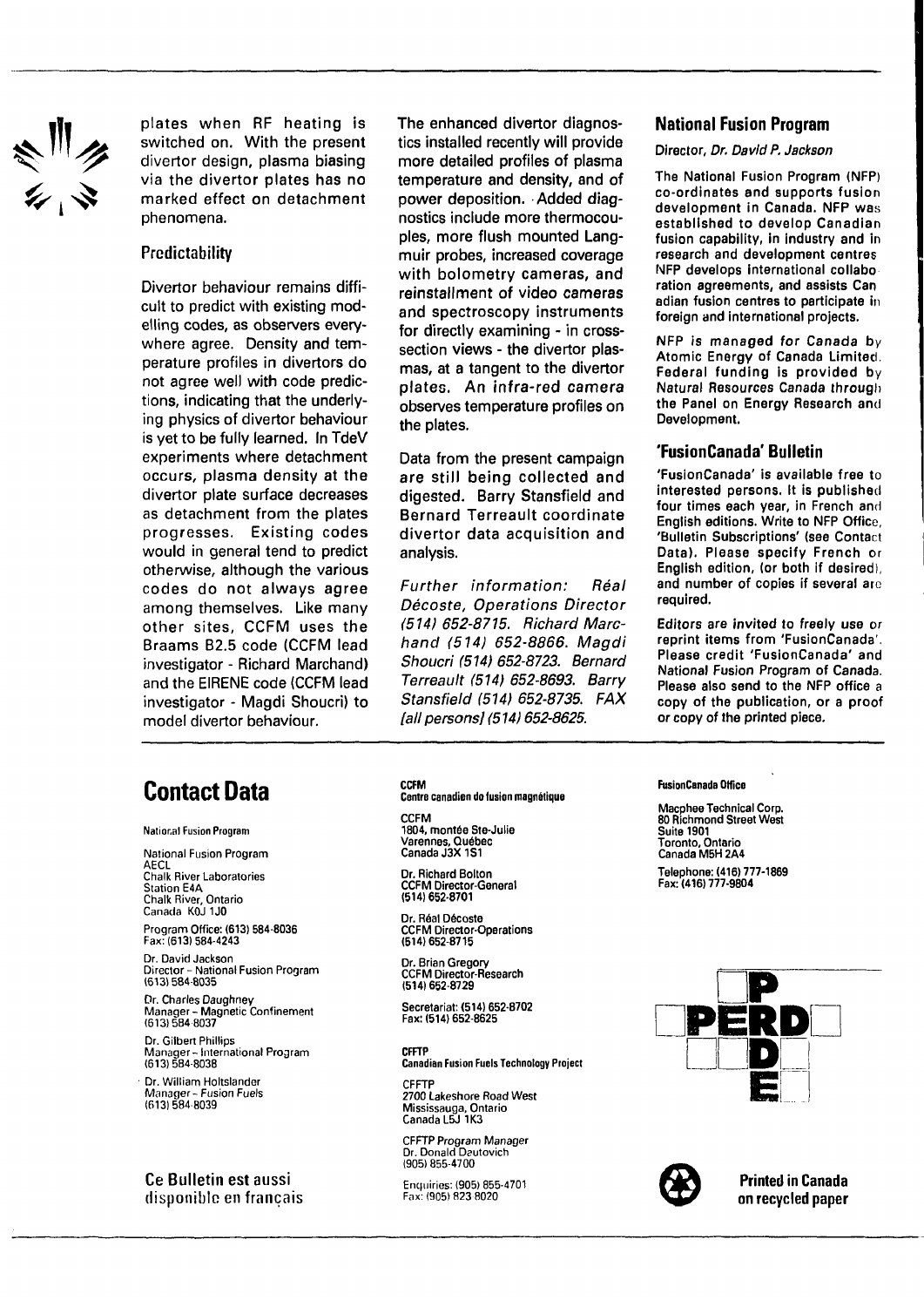plates when RF heating is switched on. With the present divertor design, plasma biasing via the divertor plates has no marked effect on detachment phenomena.

### Predictability

Divertor behaviour remains difficult to predict with existing modelling codes, as observers everywhere agree. Density and temperature profiles in divertors do not agree well with code predictions, indicating that the underlying physics of divertor behaviour is yet to be fully learned. In TdeV experiments where detachment occurs, plasma density at the divertor plate surface decreases as detachment from the plates progresses. Existing codes would in general tend to predict otherwise, although the various codes do not always agree among themselves. Like many other sites, CCFM uses the Braams B2.5 code (CCFM lead investigator - Richard Marchand) and the EIRENE code (CCFM lead investigator - Magdi Shoucri) to model divertor behaviour.

The enhanced divertor diagnostics installed recently will provide more detailed profiles of plasma temperature and density, and of power deposition. Added diagnostics include more thermocouples, more flush mounted Langmuir probes, increased coverage with bolometry cameras, and reinstallment of video cameras and spectroscopy instruments for directly examining - in cross-section views - the divertor plasmas, at a tangent to the divertor plates. An infra-red camera observes temperature profiles on the plates.

Data from the present campaign are still being collected and digested. Barry Stansfield and Bernard Terreault coordinate divertor data acquisition and analysis.

*Further information: Réal Décoste, Operations Director (514) 652-8715. Richard Marchand (514) 652-8866. Magdi Shoucri (514) 652-8723. Bernard Terreault (514) 652-8693. Barry Stansfield (514) 652-8735. FAX [all persons] (514) 652-8625.*

### National Fusion Program

Director, *Dr. David P. Jackson*

The National Fusion Program (NFP) co-ordinates and supports fusion development in Canada. NFP was established to develop Canadian fusion capability, in industry and in research and development centres. NFP develops international collaboration agreements, and assists Canadian fusion centres to participate in foreign and international projects.

NFP is managed for Canada by Atomic Energy of Canada Limited. Federal funding is provided by Natural Resources Canada through the Panel on Energy Research and Development.

### 'FusionCanada' Bulletin

'FusionCanada' is available free to interested persons. It is published four times each year, in French and English editions. Write to NFP Office, 'Bulletin Subscriptions' (see Contact Data). Please specify French or English edition, (or both if desired), and number of copies if several are required.

Editors are invited to freely use or reprint items from 'FusionCanada'. Please credit 'FusionCanada' and National Fusion Program of Canada. Please also send to the NFP office a copy of the publication, or a proof or copy of the printed piece.

## Contact Data

**National Fusion Program**

National Fusion Program
AECL
Chalk River Laboratories
Station E4A
Chalk River, Ontario
Canada K0J 1J0

Program Office: (613) 584-8036
Fax: (613) 584-4243

Dr. David Jackson
Director – National Fusion Program
(613) 584-8035

Dr. Charles Daughney
Manager – Magnetic Confinement
(613) 584-8037

Dr. Gilbert Phillips
Manager – International Program
(613) 584-8038

Dr. William Holtslander
Manager – Fusion Fuels
(613) 584-8039

**CCFM**
**Centre canadien de fusion magnétique**

CCFM
1804, montée Ste-Julie
Varennes, Québec
Canada J3X 1S1

Dr. Richard Bolton
CCFM Director-General
(514) 652-8701

Dr. Réal Décoste
CCFM Director-Operations
(514) 652-8715

Dr. Brian Gregory
CCFM Director-Research
(514) 652-8729

Secretariat: (514) 652-8702
Fax: (514) 652-8625

**CFFTP**
**Canadian Fusion Fuels Technology Project**

CFFTP
2700 Lakeshore Road West
Mississauga, Ontario
Canada L5J 1K3

CFFTP Program Manager
Dr. Donald Dautovich
(905) 855-4700

Enquiries: (905) 855-4701
Fax: (905) 823 8020

**FusionCanada Office**

Macphee Technical Corp.
80 Richmond Street West
Suite 1901
Toronto, Ontario
Canada M5H 2A4

Telephone: (416) 777-1869
Fax: (416) 777-9804

PERD

**Ce Bulletin est aussi disponible en français**

**Printed in Canada on recycled paper**